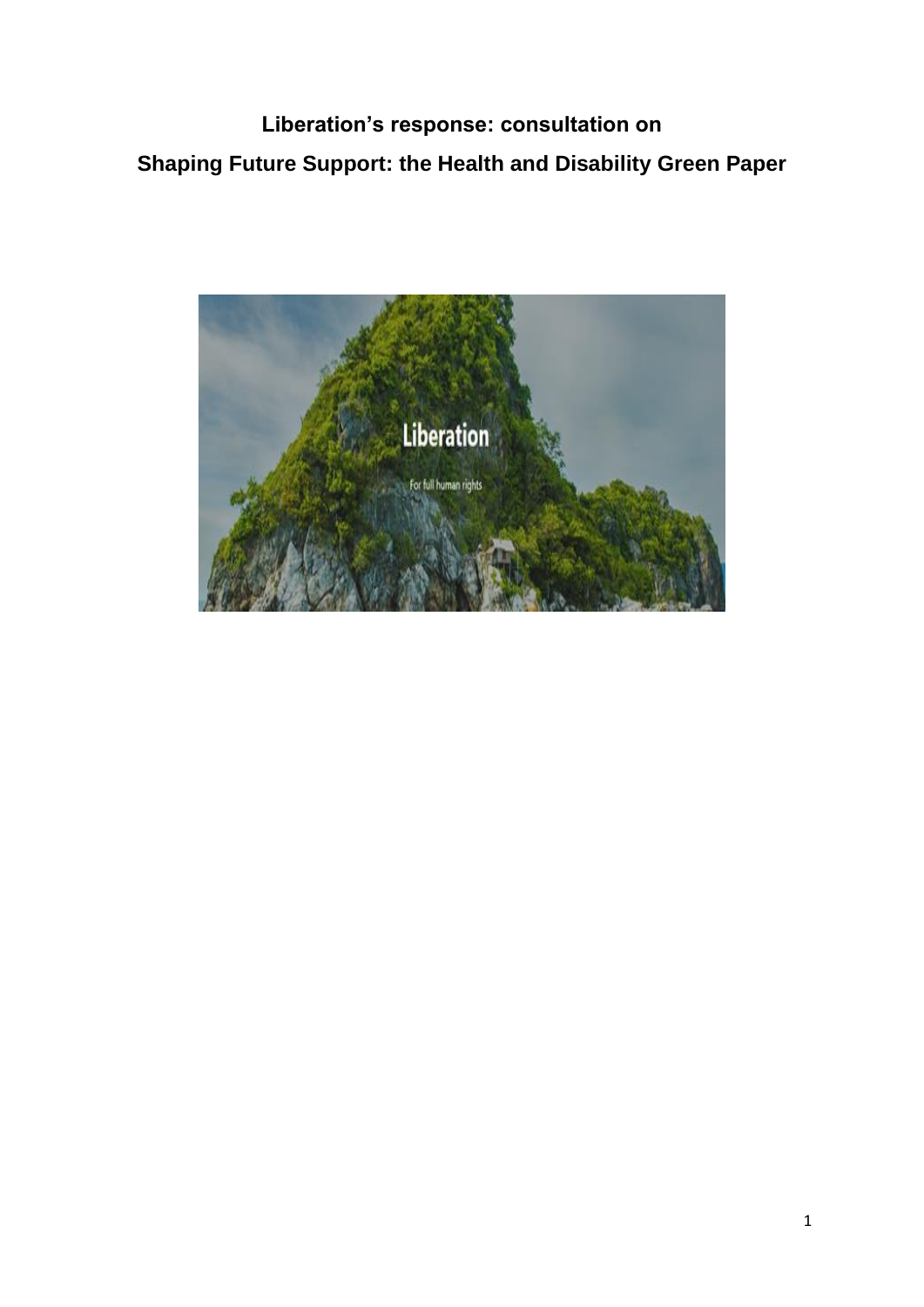# Liberation's response: consultation on
# Shaping Future Support: the Health and Disability Green Paper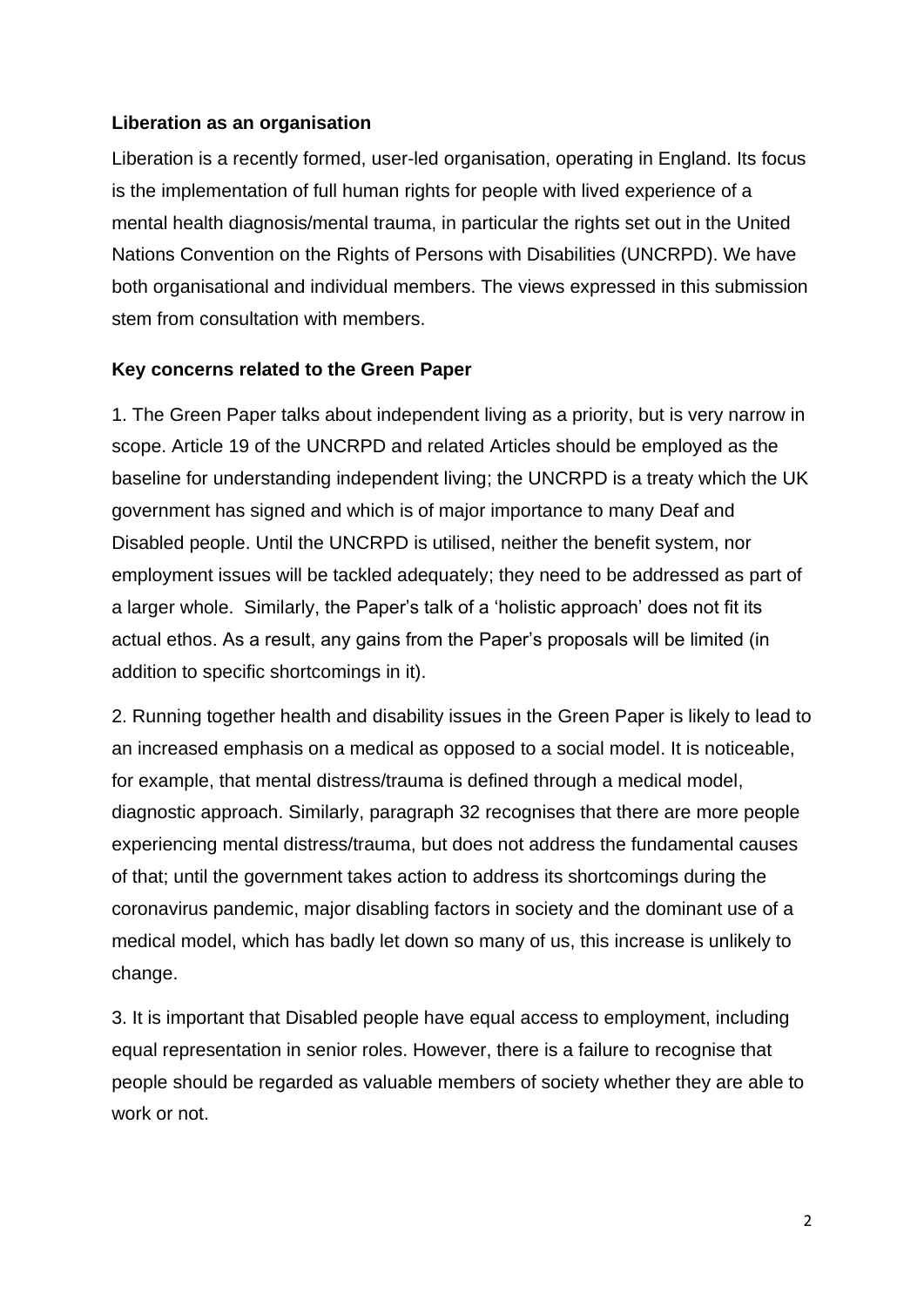**Liberation as an organisation**

Liberation is a recently formed, user-led organisation, operating in England. Its focus is the implementation of full human rights for people with lived experience of a mental health diagnosis/mental trauma, in particular the rights set out in the United Nations Convention on the Rights of Persons with Disabilities (UNCRPD). We have both organisational and individual members. The views expressed in this submission stem from consultation with members.

**Key concerns related to the Green Paper**

1. The Green Paper talks about independent living as a priority, but is very narrow in scope. Article 19 of the UNCRPD and related Articles should be employed as the baseline for understanding independent living; the UNCRPD is a treaty which the UK government has signed and which is of major importance to many Deaf and Disabled people. Until the UNCRPD is utilised, neither the benefit system, nor employment issues will be tackled adequately; they need to be addressed as part of a larger whole. Similarly, the Paper's talk of a 'holistic approach' does not fit its actual ethos. As a result, any gains from the Paper's proposals will be limited (in addition to specific shortcomings in it).

2. Running together health and disability issues in the Green Paper is likely to lead to an increased emphasis on a medical as opposed to a social model. It is noticeable, for example, that mental distress/trauma is defined through a medical model, diagnostic approach. Similarly, paragraph 32 recognises that there are more people experiencing mental distress/trauma, but does not address the fundamental causes of that; until the government takes action to address its shortcomings during the coronavirus pandemic, major disabling factors in society and the dominant use of a medical model, which has badly let down so many of us, this increase is unlikely to change.

3. It is important that Disabled people have equal access to employment, including equal representation in senior roles. However, there is a failure to recognise that people should be regarded as valuable members of society whether they are able to work or not.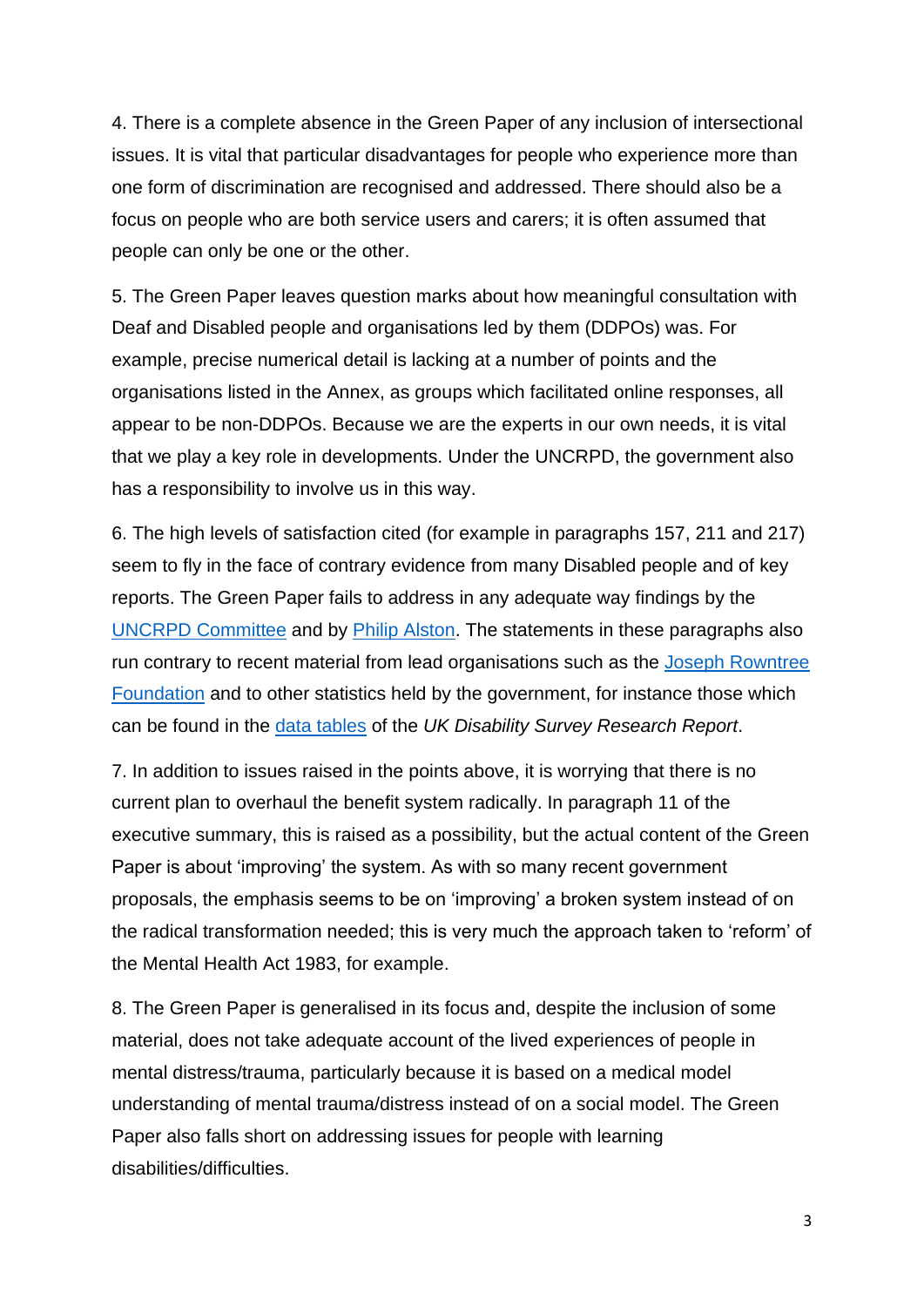4. There is a complete absence in the Green Paper of any inclusion of intersectional issues. It is vital that particular disadvantages for people who experience more than one form of discrimination are recognised and addressed. There should also be a focus on people who are both service users and carers; it is often assumed that people can only be one or the other.

5. The Green Paper leaves question marks about how meaningful consultation with Deaf and Disabled people and organisations led by them (DDPOs) was. For example, precise numerical detail is lacking at a number of points and the organisations listed in the Annex, as groups which facilitated online responses, all appear to be non-DDPOs. Because we are the experts in our own needs, it is vital that we play a key role in developments. Under the UNCRPD, the government also has a responsibility to involve us in this way.

6. The high levels of satisfaction cited (for example in paragraphs 157, 211 and 217) seem to fly in the face of contrary evidence from many Disabled people and of key reports. The Green Paper fails to address in any adequate way findings by the UNCRPD Committee and by Philip Alston. The statements in these paragraphs also run contrary to recent material from lead organisations such as the Joseph Rowntree Foundation and to other statistics held by the government, for instance those which can be found in the data tables of the *UK Disability Survey Research Report*.

7. In addition to issues raised in the points above, it is worrying that there is no current plan to overhaul the benefit system radically. In paragraph 11 of the executive summary, this is raised as a possibility, but the actual content of the Green Paper is about 'improving' the system. As with so many recent government proposals, the emphasis seems to be on 'improving' a broken system instead of on the radical transformation needed; this is very much the approach taken to 'reform' of the Mental Health Act 1983, for example.

8. The Green Paper is generalised in its focus and, despite the inclusion of some material, does not take adequate account of the lived experiences of people in mental distress/trauma, particularly because it is based on a medical model understanding of mental trauma/distress instead of on a social model. The Green Paper also falls short on addressing issues for people with learning disabilities/difficulties.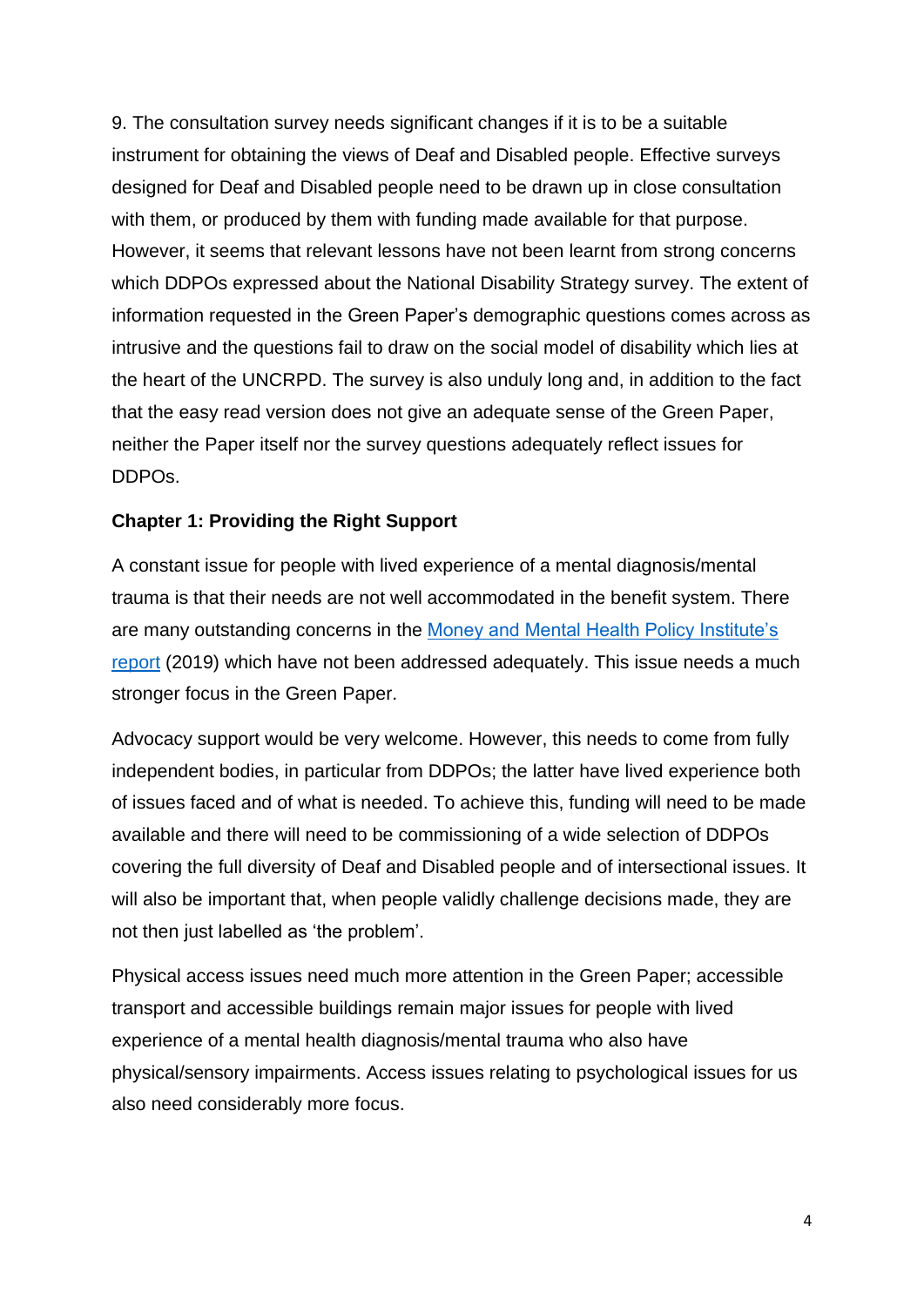9. The consultation survey needs significant changes if it is to be a suitable instrument for obtaining the views of Deaf and Disabled people. Effective surveys designed for Deaf and Disabled people need to be drawn up in close consultation with them, or produced by them with funding made available for that purpose. However, it seems that relevant lessons have not been learnt from strong concerns which DDPOs expressed about the National Disability Strategy survey. The extent of information requested in the Green Paper's demographic questions comes across as intrusive and the questions fail to draw on the social model of disability which lies at the heart of the UNCRPD. The survey is also unduly long and, in addition to the fact that the easy read version does not give an adequate sense of the Green Paper, neither the Paper itself nor the survey questions adequately reflect issues for DDPOs.

**Chapter 1: Providing the Right Support**

A constant issue for people with lived experience of a mental diagnosis/mental trauma is that their needs are not well accommodated in the benefit system. There are many outstanding concerns in the Money and Mental Health Policy Institute's report (2019) which have not been addressed adequately. This issue needs a much stronger focus in the Green Paper.

Advocacy support would be very welcome. However, this needs to come from fully independent bodies, in particular from DDPOs; the latter have lived experience both of issues faced and of what is needed. To achieve this, funding will need to be made available and there will need to be commissioning of a wide selection of DDPOs covering the full diversity of Deaf and Disabled people and of intersectional issues. It will also be important that, when people validly challenge decisions made, they are not then just labelled as 'the problem'.

Physical access issues need much more attention in the Green Paper; accessible transport and accessible buildings remain major issues for people with lived experience of a mental health diagnosis/mental trauma who also have physical/sensory impairments. Access issues relating to psychological issues for us also need considerably more focus.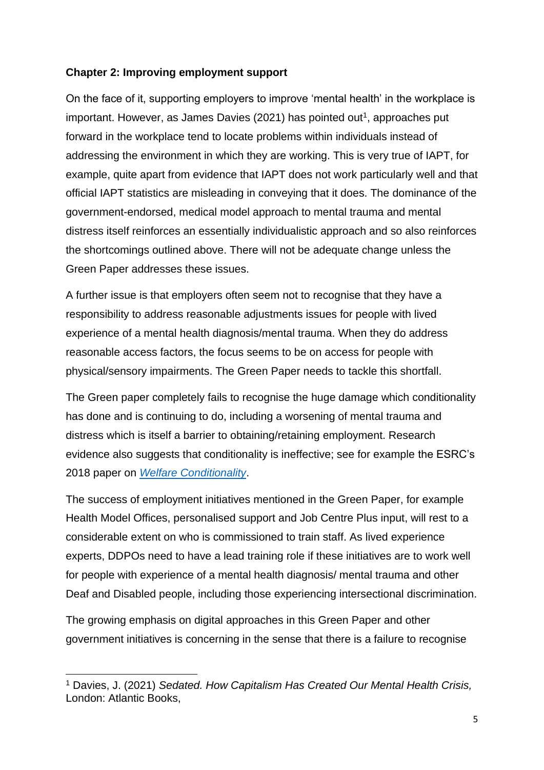**Chapter 2: Improving employment support**

On the face of it, supporting employers to improve 'mental health' in the workplace is important. However, as James Davies (2021) has pointed out[1], approaches put forward in the workplace tend to locate problems within individuals instead of addressing the environment in which they are working. This is very true of IAPT, for example, quite apart from evidence that IAPT does not work particularly well and that official IAPT statistics are misleading in conveying that it does. The dominance of the government-endorsed, medical model approach to mental trauma and mental distress itself reinforces an essentially individualistic approach and so also reinforces the shortcomings outlined above. There will not be adequate change unless the Green Paper addresses these issues.

A further issue is that employers often seem not to recognise that they have a responsibility to address reasonable adjustments issues for people with lived experience of a mental health diagnosis/mental trauma. When they do address reasonable access factors, the focus seems to be on access for people with physical/sensory impairments. The Green Paper needs to tackle this shortfall.

The Green paper completely fails to recognise the huge damage which conditionality has done and is continuing to do, including a worsening of mental trauma and distress which is itself a barrier to obtaining/retaining employment. Research evidence also suggests that conditionality is ineffective; see for example the ESRC's 2018 paper on *Welfare Conditionality*.

The success of employment initiatives mentioned in the Green Paper, for example Health Model Offices, personalised support and Job Centre Plus input, will rest to a considerable extent on who is commissioned to train staff. As lived experience experts, DDPOs need to have a lead training role if these initiatives are to work well for people with experience of a mental health diagnosis/ mental trauma and other Deaf and Disabled people, including those experiencing intersectional discrimination.

The growing emphasis on digital approaches in this Green Paper and other government initiatives is concerning in the sense that there is a failure to recognise

---

[1] Davies, J. (2021) *Sedated. How Capitalism Has Created Our Mental Health Crisis,* London: Atlantic Books,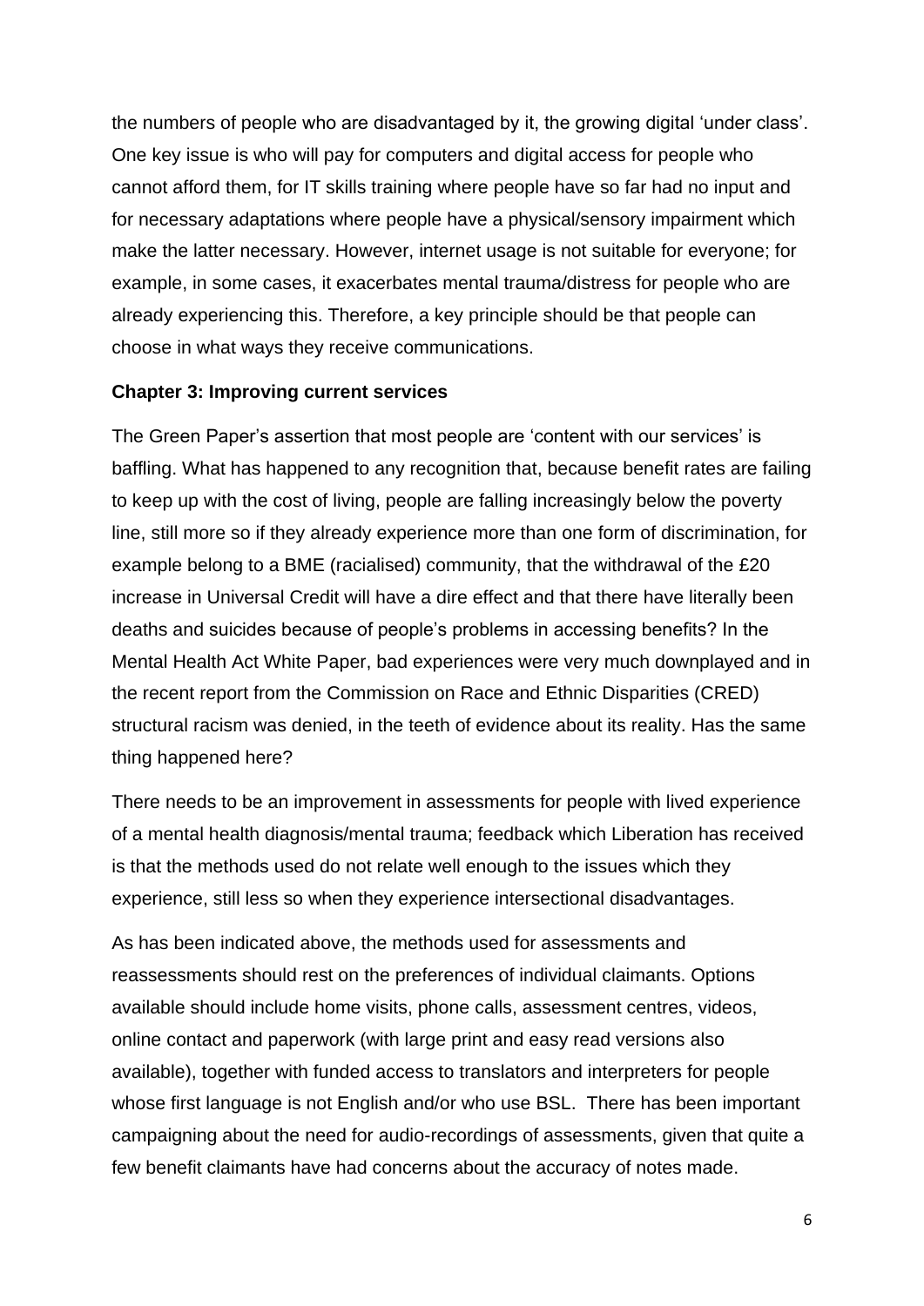the numbers of people who are disadvantaged by it, the growing digital 'under class'. One key issue is who will pay for computers and digital access for people who cannot afford them, for IT skills training where people have so far had no input and for necessary adaptations where people have a physical/sensory impairment which make the latter necessary. However, internet usage is not suitable for everyone; for example, in some cases, it exacerbates mental trauma/distress for people who are already experiencing this. Therefore, a key principle should be that people can choose in what ways they receive communications.

**Chapter 3: Improving current services**

The Green Paper's assertion that most people are 'content with our services' is baffling. What has happened to any recognition that, because benefit rates are failing to keep up with the cost of living, people are falling increasingly below the poverty line, still more so if they already experience more than one form of discrimination, for example belong to a BME (racialised) community, that the withdrawal of the £20 increase in Universal Credit will have a dire effect and that there have literally been deaths and suicides because of people's problems in accessing benefits? In the Mental Health Act White Paper, bad experiences were very much downplayed and in the recent report from the Commission on Race and Ethnic Disparities (CRED) structural racism was denied, in the teeth of evidence about its reality. Has the same thing happened here?

There needs to be an improvement in assessments for people with lived experience of a mental health diagnosis/mental trauma; feedback which Liberation has received is that the methods used do not relate well enough to the issues which they experience, still less so when they experience intersectional disadvantages.

As has been indicated above, the methods used for assessments and reassessments should rest on the preferences of individual claimants. Options available should include home visits, phone calls, assessment centres, videos, online contact and paperwork (with large print and easy read versions also available), together with funded access to translators and interpreters for people whose first language is not English and/or who use BSL. There has been important campaigning about the need for audio-recordings of assessments, given that quite a few benefit claimants have had concerns about the accuracy of notes made.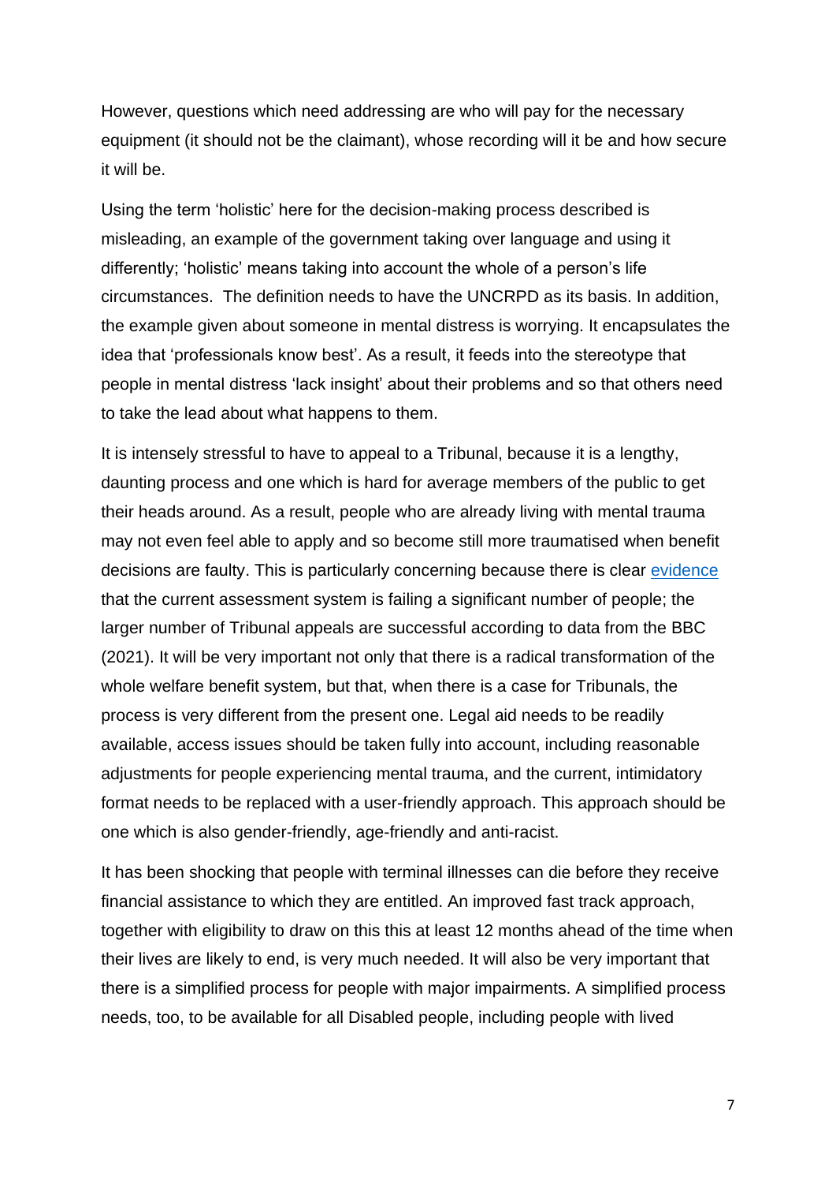However, questions which need addressing are who will pay for the necessary equipment (it should not be the claimant), whose recording will it be and how secure it will be.

Using the term 'holistic' here for the decision-making process described is misleading, an example of the government taking over language and using it differently; 'holistic' means taking into account the whole of a person's life circumstances. The definition needs to have the UNCRPD as its basis. In addition, the example given about someone in mental distress is worrying. It encapsulates the idea that 'professionals know best'. As a result, it feeds into the stereotype that people in mental distress 'lack insight' about their problems and so that others need to take the lead about what happens to them.

It is intensely stressful to have to appeal to a Tribunal, because it is a lengthy, daunting process and one which is hard for average members of the public to get their heads around. As a result, people who are already living with mental trauma may not even feel able to apply and so become still more traumatised when benefit decisions are faulty. This is particularly concerning because there is clear evidence that the current assessment system is failing a significant number of people; the larger number of Tribunal appeals are successful according to data from the BBC (2021). It will be very important not only that there is a radical transformation of the whole welfare benefit system, but that, when there is a case for Tribunals, the process is very different from the present one. Legal aid needs to be readily available, access issues should be taken fully into account, including reasonable adjustments for people experiencing mental trauma, and the current, intimidatory format needs to be replaced with a user-friendly approach. This approach should be one which is also gender-friendly, age-friendly and anti-racist.

It has been shocking that people with terminal illnesses can die before they receive financial assistance to which they are entitled. An improved fast track approach, together with eligibility to draw on this this at least 12 months ahead of the time when their lives are likely to end, is very much needed. It will also be very important that there is a simplified process for people with major impairments. A simplified process needs, too, to be available for all Disabled people, including people with lived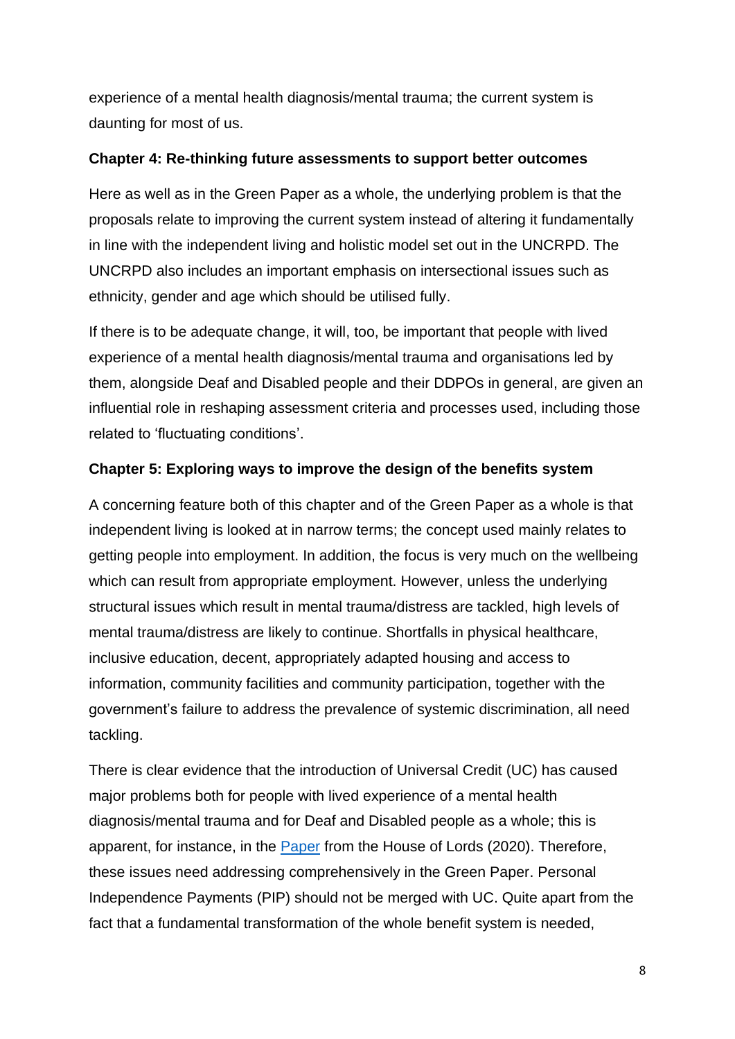experience of a mental health diagnosis/mental trauma; the current system is daunting for most of us.

**Chapter 4: Re-thinking future assessments to support better outcomes**

Here as well as in the Green Paper as a whole, the underlying problem is that the proposals relate to improving the current system instead of altering it fundamentally in line with the independent living and holistic model set out in the UNCRPD. The UNCRPD also includes an important emphasis on intersectional issues such as ethnicity, gender and age which should be utilised fully.

If there is to be adequate change, it will, too, be important that people with lived experience of a mental health diagnosis/mental trauma and organisations led by them, alongside Deaf and Disabled people and their DDPOs in general, are given an influential role in reshaping assessment criteria and processes used, including those related to 'fluctuating conditions'.

**Chapter 5: Exploring ways to improve the design of the benefits system**

A concerning feature both of this chapter and of the Green Paper as a whole is that independent living is looked at in narrow terms; the concept used mainly relates to getting people into employment. In addition, the focus is very much on the wellbeing which can result from appropriate employment. However, unless the underlying structural issues which result in mental trauma/distress are tackled, high levels of mental trauma/distress are likely to continue. Shortfalls in physical healthcare, inclusive education, decent, appropriately adapted housing and access to information, community facilities and community participation, together with the government's failure to address the prevalence of systemic discrimination, all need tackling.

There is clear evidence that the introduction of Universal Credit (UC) has caused major problems both for people with lived experience of a mental health diagnosis/mental trauma and for Deaf and Disabled people as a whole; this is apparent, for instance, in the Paper from the House of Lords (2020). Therefore, these issues need addressing comprehensively in the Green Paper. Personal Independence Payments (PIP) should not be merged with UC. Quite apart from the fact that a fundamental transformation of the whole benefit system is needed,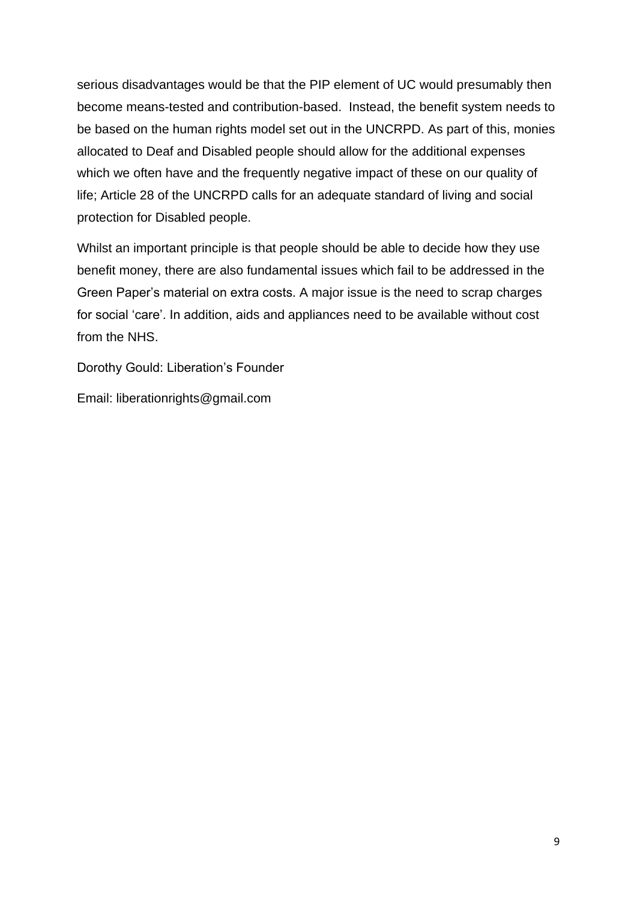serious disadvantages would be that the PIP element of UC would presumably then become means-tested and contribution-based. Instead, the benefit system needs to be based on the human rights model set out in the UNCRPD. As part of this, monies allocated to Deaf and Disabled people should allow for the additional expenses which we often have and the frequently negative impact of these on our quality of life; Article 28 of the UNCRPD calls for an adequate standard of living and social protection for Disabled people.

Whilst an important principle is that people should be able to decide how they use benefit money, there are also fundamental issues which fail to be addressed in the Green Paper's material on extra costs. A major issue is the need to scrap charges for social 'care'. In addition, aids and appliances need to be available without cost from the NHS.

Dorothy Gould: Liberation's Founder

Email: liberationrights@gmail.com